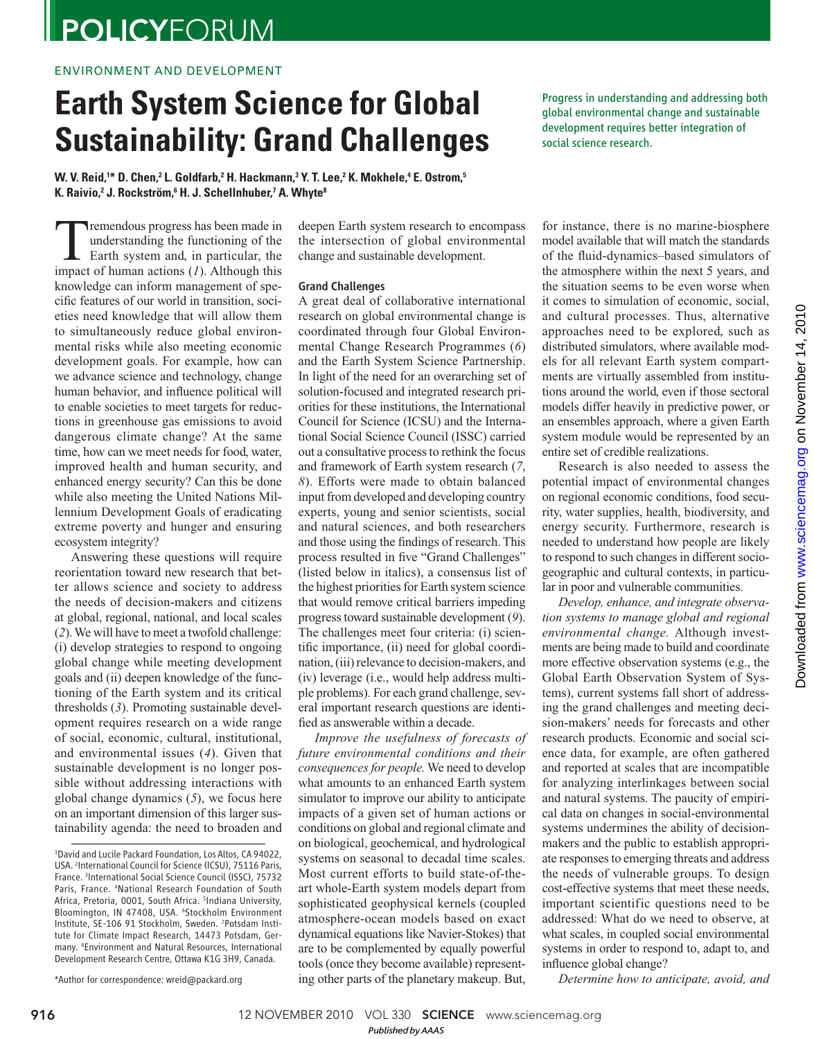POLICYFORUM

ENVIRONMENT AND DEVELOPMENT

# Earth System Science for Global Sustainability: Grand Challenges

Progress in understanding and addressing both global environmental change and sustainable development requires better integration of social science research.

**W. V. Reid,[1]* D. Chen,[2] L. Goldfarb,[2] H. Hackmann,[3] Y. T. Lee,[2] K. Mokhele,[4] E. Ostrom,[5] K. Raivio,[2] J. Rockström,[6] H. J. Schellnhuber,[7] A. Whyte[8]**

Tremendous progress has been made in understanding the functioning of the Earth system and, in particular, the impact of human actions (*1*). Although this knowledge can inform management of specific features of our world in transition, societies need knowledge that will allow them to simultaneously reduce global environmental risks while also meeting economic development goals. For example, how can we advance science and technology, change human behavior, and influence political will to enable societies to meet targets for reductions in greenhouse gas emissions to avoid dangerous climate change? At the same time, how can we meet needs for food, water, improved health and human security, and enhanced energy security? Can this be done while also meeting the United Nations Millennium Development Goals of eradicating extreme poverty and hunger and ensuring ecosystem integrity?

Answering these questions will require reorientation toward new research that better allows science and society to address the needs of decision-makers and citizens at global, regional, national, and local scales (*2*). We will have to meet a twofold challenge: (i) develop strategies to respond to ongoing global change while meeting development goals and (ii) deepen knowledge of the functioning of the Earth system and its critical thresholds (*3*). Promoting sustainable development requires research on a wide range of social, economic, cultural, institutional, and environmental issues (*4*). Given that sustainable development is no longer possible without addressing interactions with global change dynamics (*5*), we focus here on an important dimension of this larger sustainability agenda: the need to broaden and deepen Earth system research to encompass the intersection of global environmental change and sustainable development.

### Grand Challenges

A great deal of collaborative international research on global environmental change is coordinated through four Global Environmental Change Research Programmes (*6*) and the Earth System Science Partnership. In light of the need for an overarching set of solution-focused and integrated research priorities for these institutions, the International Council for Science (ICSU) and the International Social Science Council (ISSC) carried out a consultative process to rethink the focus and framework of Earth system research (*7*, *8*). Efforts were made to obtain balanced input from developed and developing country experts, young and senior scientists, social and natural sciences, and both researchers and those using the findings of research. This process resulted in five "Grand Challenges" (listed below in italics), a consensus list of the highest priorities for Earth system science that would remove critical barriers impeding progress toward sustainable development (*9*). The challenges meet four criteria: (i) scientific importance, (ii) need for global coordination, (iii) relevance to decision-makers, and (iv) leverage (i.e., would help address multiple problems). For each grand challenge, several important research questions are identified as answerable within a decade.

*Improve the usefulness of forecasts of future environmental conditions and their consequences for people.* We need to develop what amounts to an enhanced Earth system simulator to improve our ability to anticipate impacts of a given set of human actions or conditions on global and regional climate and on biological, geochemical, and hydrological systems on seasonal to decadal time scales. Most current efforts to build state-of-the-art whole-Earth system models depart from sophisticated geophysical kernels (coupled atmosphere-ocean models based on exact dynamical equations like Navier-Stokes) that are to be complemented by equally powerful tools (once they become available) representing other parts of the planetary makeup. But, for instance, there is no marine-biosphere model available that will match the standards of the fluid-dynamics–based simulators of the atmosphere within the next 5 years, and the situation seems to be even worse when it comes to simulation of economic, social, and cultural processes. Thus, alternative approaches need to be explored, such as distributed simulators, where available models for all relevant Earth system compartments are virtually assembled from institutions around the world, even if those sectoral models differ heavily in predictive power, or an ensembles approach, where a given Earth system module would be represented by an entire set of credible realizations.

Research is also needed to assess the potential impact of environmental changes on regional economic conditions, food security, water supplies, health, biodiversity, and energy security. Furthermore, research is needed to understand how people are likely to respond to such changes in different sociogeographic and cultural contexts, in particular in poor and vulnerable communities.

*Develop, enhance, and integrate observation systems to manage global and regional environmental change.* Although investments are being made to build and coordinate more effective observation systems (e.g., the Global Earth Observation System of Systems), current systems fall short of addressing the grand challenges and meeting decision-makers' needs for forecasts and other research products. Economic and social science data, for example, are often gathered and reported at scales that are incompatible for analyzing interlinkages between social and natural systems. The paucity of empirical data on changes in social-environmental systems undermines the ability of decision-makers and the public to establish appropriate responses to emerging threats and address the needs of vulnerable groups. To design cost-effective systems that meet these needs, important scientific questions need to be addressed: What do we need to observe, at what scales, in coupled social environmental systems in order to respond to, adapt to, and influence global change?

*Determine how to anticipate, avoid, and*

---

[1]David and Lucile Packard Foundation, Los Altos, CA 94022, USA. [2]International Council for Science (ICSU), 75116 Paris, France. [3]International Social Science Council (ISSC), 75732 Paris, France. [4]National Research Foundation of South Africa, Pretoria, 0001, South Africa. [5]Indiana University, Bloomington, IN 47408, USA. [6]Stockholm Environment Institute, SE-106 91 Stockholm, Sweden. [7]Potsdam Institute for Climate Impact Research, 14473 Potsdam, Germany. [8]Environment and Natural Resources, International Development Research Centre, Ottawa K1G 3H9, Canada.

*Author for correspondence: wreid@packard.org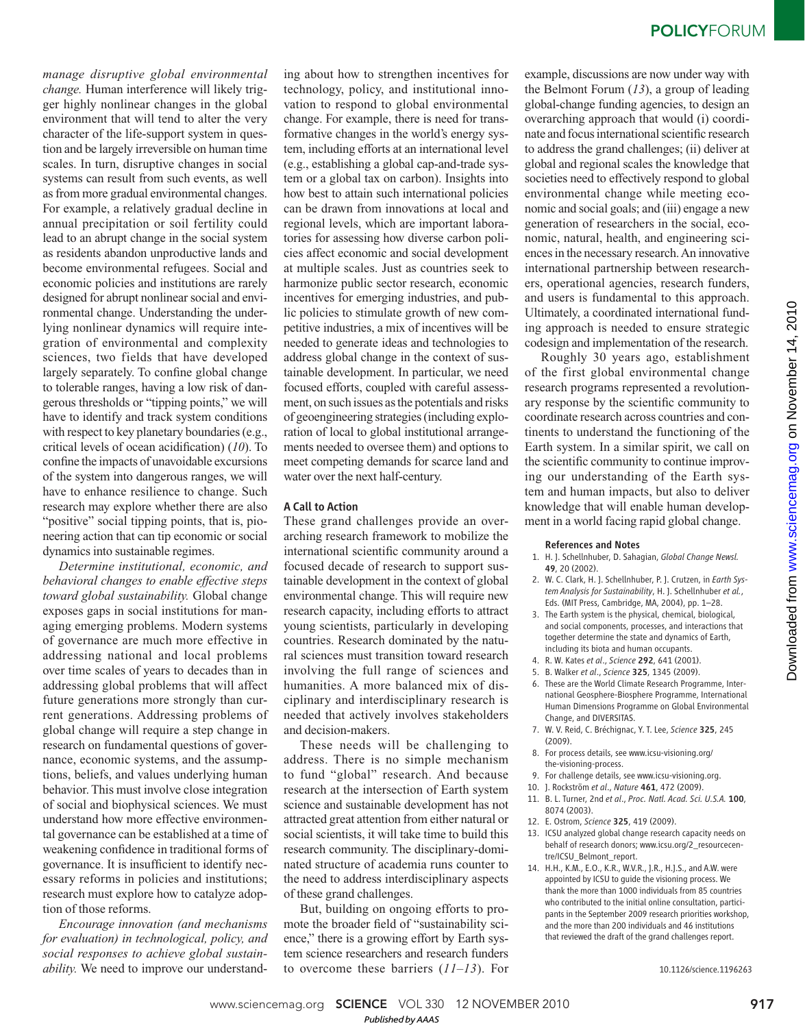*manage disruptive global environmental change.* Human interference will likely trigger highly nonlinear changes in the global environment that will tend to alter the very character of the life-support system in question and be largely irreversible on human time scales. In turn, disruptive changes in social systems can result from such events, as well as from more gradual environmental changes. For example, a relatively gradual decline in annual precipitation or soil fertility could lead to an abrupt change in the social system as residents abandon unproductive lands and become environmental refugees. Social and economic policies and institutions are rarely designed for abrupt nonlinear social and environmental change. Understanding the underlying nonlinear dynamics will require integration of environmental and complexity sciences, two fields that have developed largely separately. To confine global change to tolerable ranges, having a low risk of dangerous thresholds or "tipping points," we will have to identify and track system conditions with respect to key planetary boundaries (e.g., critical levels of ocean acidification) (*10*). To confine the impacts of unavoidable excursions of the system into dangerous ranges, we will have to enhance resilience to change. Such research may explore whether there are also "positive" social tipping points, that is, pioneering action that can tip economic or social dynamics into sustainable regimes.

*Determine institutional, economic, and behavioral changes to enable effective steps toward global sustainability.* Global change exposes gaps in social institutions for managing emerging problems. Modern systems of governance are much more effective in addressing national and local problems over time scales of years to decades than in addressing global problems that will affect future generations more strongly than current generations. Addressing problems of global change will require a step change in research on fundamental questions of governance, economic systems, and the assumptions, beliefs, and values underlying human behavior. This must involve close integration of social and biophysical sciences. We must understand how more effective environmental governance can be established at a time of weakening confidence in traditional forms of governance. It is insufficient to identify necessary reforms in policies and institutions; research must explore how to catalyze adoption of those reforms.

*Encourage innovation (and mechanisms for evaluation) in technological, policy, and social responses to achieve global sustainability.* We need to improve our understanding about how to strengthen incentives for technology, policy, and institutional innovation to respond to global environmental change. For example, there is need for transformative changes in the world's energy system, including efforts at an international level (e.g., establishing a global cap-and-trade system or a global tax on carbon). Insights into how best to attain such international policies can be drawn from innovations at local and regional levels, which are important laboratories for assessing how diverse carbon policies affect economic and social development at multiple scales. Just as countries seek to harmonize public sector research, economic incentives for emerging industries, and public policies to stimulate growth of new competitive industries, a mix of incentives will be needed to generate ideas and technologies to address global change in the context of sustainable development. In particular, we need focused efforts, coupled with careful assessment, on such issues as the potentials and risks of geoengineering strategies (including exploration of local to global institutional arrangements needed to oversee them) and options to meet competing demands for scarce land and water over the next half-century.

## A Call to Action

These grand challenges provide an overarching research framework to mobilize the international scientific community around a focused decade of research to support sustainable development in the context of global environmental change. This will require new research capacity, including efforts to attract young scientists, particularly in developing countries. Research dominated by the natural sciences must transition toward research involving the full range of sciences and humanities. A more balanced mix of disciplinary and interdisciplinary research is needed that actively involves stakeholders and decision-makers.

These needs will be challenging to address. There is no simple mechanism to fund "global" research. And because research at the intersection of Earth system science and sustainable development has not attracted great attention from either natural or social scientists, it will take time to build this research community. The disciplinary-dominated structure of academia runs counter to the need to address interdisciplinary aspects of these grand challenges.

But, building on ongoing efforts to promote the broader field of "sustainability science," there is a growing effort by Earth system science researchers and research funders to overcome these barriers (*11*–*13*). For example, discussions are now under way with the Belmont Forum (*13*), a group of leading global-change funding agencies, to design an overarching approach that would (i) coordinate and focus international scientific research to address the grand challenges; (ii) deliver at global and regional scales the knowledge that societies need to effectively respond to global environmental change while meeting economic and social goals; and (iii) engage a new generation of researchers in the social, economic, natural, health, and engineering sciences in the necessary research. An innovative international partnership between researchers, operational agencies, research funders, and users is fundamental to this approach. Ultimately, a coordinated international funding approach is needed to ensure strategic codesign and implementation of the research.

Roughly 30 years ago, establishment of the first global environmental change research programs represented a revolutionary response by the scientific community to coordinate research across countries and continents to understand the functioning of the Earth system. In a similar spirit, we call on the scientific community to continue improving our understanding of the Earth system and human impacts, but also to deliver knowledge that will enable human development in a world facing rapid global change.

### References and Notes

1. H. J. Schellnhuber, D. Sahagian, *Global Change Newsl.* **49**, 20 (2002).
2. W. C. Clark, H. J. Schellnhuber, P. J. Crutzen, in *Earth System Analysis for Sustainability*, H. J. Schellnhuber *et al.*, Eds. (MIT Press, Cambridge, MA, 2004), pp. 1–28.
3. The Earth system is the physical, chemical, biological, and social components, processes, and interactions that together determine the state and dynamics of Earth, including its biota and human occupants.
4. R. W. Kates *et al.*, *Science* **292**, 641 (2001).
5. B. Walker *et al.*, *Science* **325**, 1345 (2009).
6. These are the World Climate Research Programme, International Geosphere-Biosphere Programme, International Human Dimensions Programme on Global Environmental Change, and DIVERSITAS.
7. W. V. Reid, C. Bréchignac, Y. T. Lee, *Science* **325**, 245 (2009).
8. For process details, see www.icsu-visioning.org/the-visioning-process.
9. For challenge details, see www.icsu-visioning.org.
10. J. Rockström *et al.*, *Nature* **461**, 472 (2009).
11. B. L. Turner, 2nd *et al.*, *Proc. Natl. Acad. Sci. U.S.A.* **100**, 8074 (2003).
12. E. Ostrom, *Science* **325**, 419 (2009).
13. ICSU analyzed global change research capacity needs on behalf of research donors; www.icsu.org/2_resourcecentre/ICSU_Belmont_report.
14. H.H., K.M., E.O., K.R., W.V.R., J.R., H.J.S., and A.W. were appointed by ICSU to guide the visioning process. We thank the more than 1000 individuals from 85 countries who contributed to the initial online consultation, participants in the September 2009 research priorities workshop, and the more than 200 individuals and 46 institutions that reviewed the draft of the grand challenges report.

10.1126/science.1196263